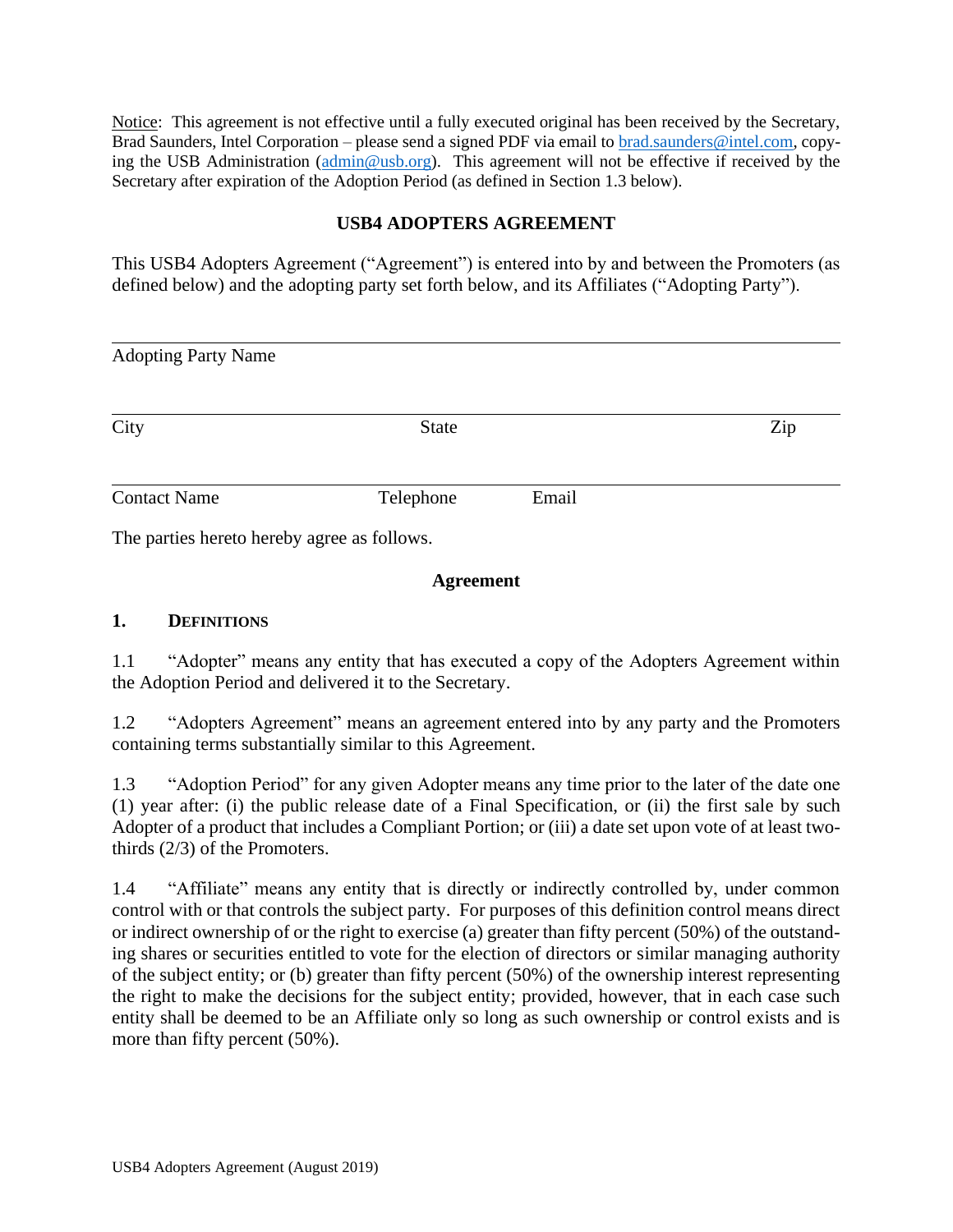Notice: This agreement is not effective until a fully executed original has been received by the Secretary, Brad Saunders, Intel Corporation – please send a signed PDF via email to brad.saunders@intel.com, copying the USB Administration (admin@usb.org). This agreement will not be effective if received by the Secretary after expiration of the Adoption Period (as defined in Section 1.3 below).

# USB4 ADOPTERS AGREEMENT

This USB4 Adopters Agreement ("Agreement") is entered into by and between the Promoters (as defined below) and the adopting party set forth below, and its Affiliates ("Adopting Party").

\_\_\_\_\_\_\_\_\_\_\_\_\_\_\_\_\_\_\_\_\_\_\_\_\_\_\_\_\_\_\_\_\_\_\_\_\_\_\_\_\_\_\_\_\_\_\_\_\_\_\_\_\_\_\_\_\_\_

Adopting Party Name

\_\_\_\_\_\_\_\_\_\_\_\_\_\_\_\_\_\_\_\_\_\_\_\_\_\_\_\_\_\_\_\_\_\_\_\_\_\_\_\_\_\_\_\_\_\_\_\_\_\_\_\_\_\_\_\_\_\_

City State Zip

\_\_\_\_\_\_\_\_\_\_\_\_\_\_\_\_\_\_\_\_\_\_\_\_\_\_\_\_\_\_\_\_\_\_\_\_\_\_\_\_\_\_\_\_\_\_\_\_\_\_\_\_\_\_\_\_\_\_

Contact Name Telephone Email

The parties hereto hereby agree as follows.

## Agreement

### 1. Definitions

1.1 "Adopter" means any entity that has executed a copy of the Adopters Agreement within the Adoption Period and delivered it to the Secretary.

1.2 "Adopters Agreement" means an agreement entered into by any party and the Promoters containing terms substantially similar to this Agreement.

1.3 "Adoption Period" for any given Adopter means any time prior to the later of the date one (1) year after: (i) the public release date of a Final Specification, or (ii) the first sale by such Adopter of a product that includes a Compliant Portion; or (iii) a date set upon vote of at least two-thirds (2/3) of the Promoters.

1.4 "Affiliate" means any entity that is directly or indirectly controlled by, under common control with or that controls the subject party. For purposes of this definition control means direct or indirect ownership of or the right to exercise (a) greater than fifty percent (50%) of the outstanding shares or securities entitled to vote for the election of directors or similar managing authority of the subject entity; or (b) greater than fifty percent (50%) of the ownership interest representing the right to make the decisions for the subject entity; provided, however, that in each case such entity shall be deemed to be an Affiliate only so long as such ownership or control exists and is more than fifty percent (50%).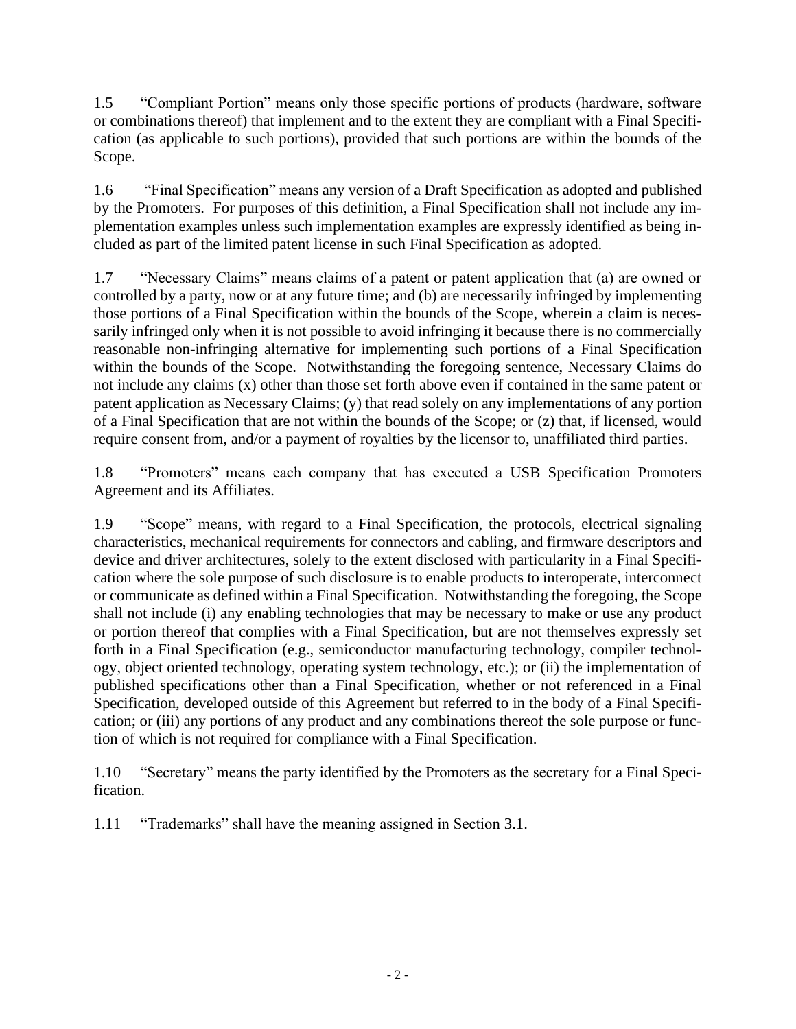1.5 "Compliant Portion" means only those specific portions of products (hardware, software or combinations thereof) that implement and to the extent they are compliant with a Final Specification (as applicable to such portions), provided that such portions are within the bounds of the Scope.

1.6 "Final Specification" means any version of a Draft Specification as adopted and published by the Promoters. For purposes of this definition, a Final Specification shall not include any implementation examples unless such implementation examples are expressly identified as being included as part of the limited patent license in such Final Specification as adopted.

1.7 "Necessary Claims" means claims of a patent or patent application that (a) are owned or controlled by a party, now or at any future time; and (b) are necessarily infringed by implementing those portions of a Final Specification within the bounds of the Scope, wherein a claim is necessarily infringed only when it is not possible to avoid infringing it because there is no commercially reasonable non-infringing alternative for implementing such portions of a Final Specification within the bounds of the Scope. Notwithstanding the foregoing sentence, Necessary Claims do not include any claims (x) other than those set forth above even if contained in the same patent or patent application as Necessary Claims; (y) that read solely on any implementations of any portion of a Final Specification that are not within the bounds of the Scope; or (z) that, if licensed, would require consent from, and/or a payment of royalties by the licensor to, unaffiliated third parties.

1.8 "Promoters" means each company that has executed a USB Specification Promoters Agreement and its Affiliates.

1.9 "Scope" means, with regard to a Final Specification, the protocols, electrical signaling characteristics, mechanical requirements for connectors and cabling, and firmware descriptors and device and driver architectures, solely to the extent disclosed with particularity in a Final Specification where the sole purpose of such disclosure is to enable products to interoperate, interconnect or communicate as defined within a Final Specification. Notwithstanding the foregoing, the Scope shall not include (i) any enabling technologies that may be necessary to make or use any product or portion thereof that complies with a Final Specification, but are not themselves expressly set forth in a Final Specification (e.g., semiconductor manufacturing technology, compiler technology, object oriented technology, operating system technology, etc.); or (ii) the implementation of published specifications other than a Final Specification, whether or not referenced in a Final Specification, developed outside of this Agreement but referred to in the body of a Final Specification; or (iii) any portions of any product and any combinations thereof the sole purpose or function of which is not required for compliance with a Final Specification.

1.10 "Secretary" means the party identified by the Promoters as the secretary for a Final Specification.

1.11 "Trademarks" shall have the meaning assigned in Section 3.1.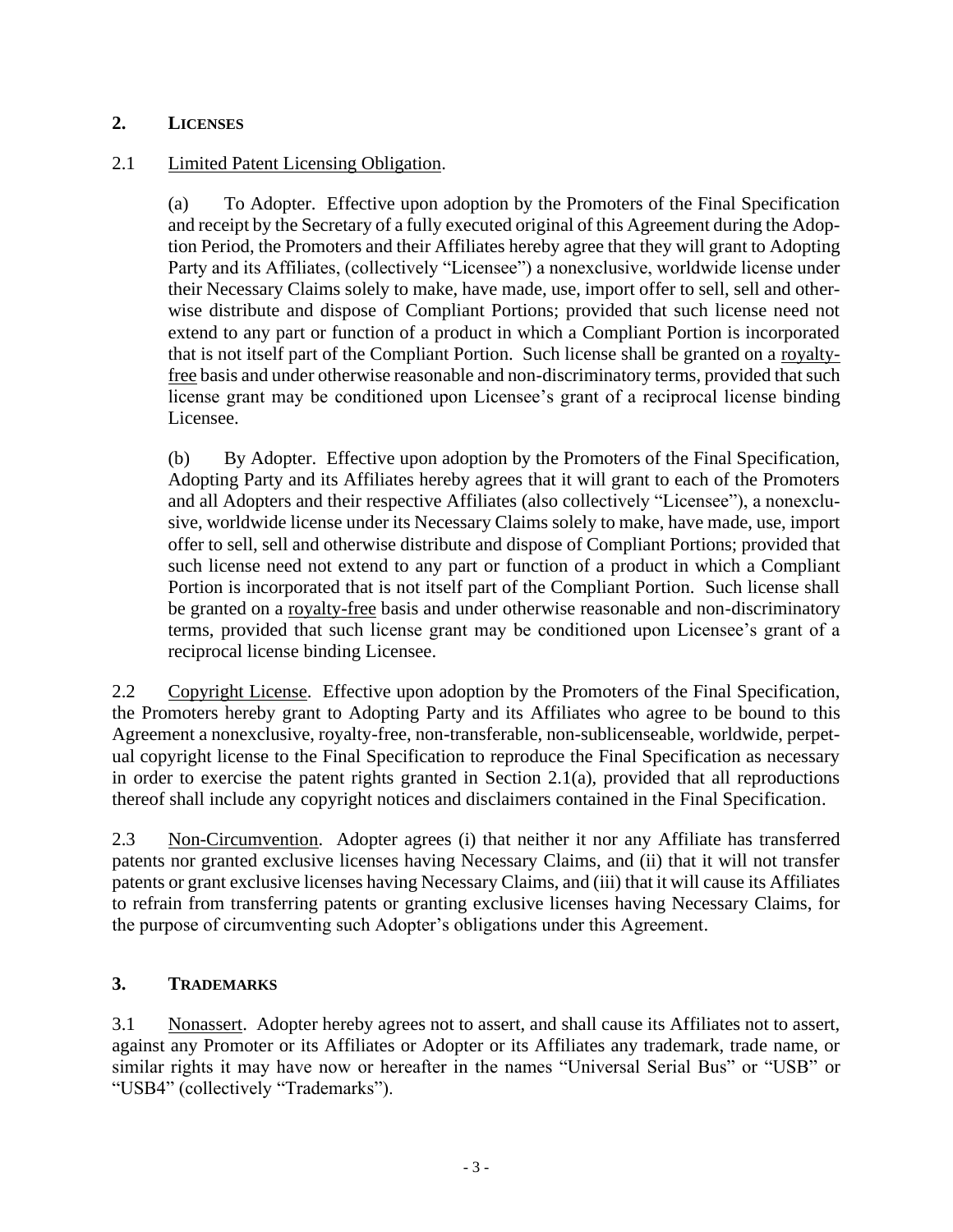## 2. LICENSES

2.1 Limited Patent Licensing Obligation.

(a) To Adopter. Effective upon adoption by the Promoters of the Final Specification and receipt by the Secretary of a fully executed original of this Agreement during the Adoption Period, the Promoters and their Affiliates hereby agree that they will grant to Adopting Party and its Affiliates, (collectively "Licensee") a nonexclusive, worldwide license under their Necessary Claims solely to make, have made, use, import offer to sell, sell and otherwise distribute and dispose of Compliant Portions; provided that such license need not extend to any part or function of a product in which a Compliant Portion is incorporated that is not itself part of the Compliant Portion. Such license shall be granted on a royalty-free basis and under otherwise reasonable and non-discriminatory terms, provided that such license grant may be conditioned upon Licensee's grant of a reciprocal license binding Licensee.

(b) By Adopter. Effective upon adoption by the Promoters of the Final Specification, Adopting Party and its Affiliates hereby agrees that it will grant to each of the Promoters and all Adopters and their respective Affiliates (also collectively "Licensee"), a nonexclusive, worldwide license under its Necessary Claims solely to make, have made, use, import offer to sell, sell and otherwise distribute and dispose of Compliant Portions; provided that such license need not extend to any part or function of a product in which a Compliant Portion is incorporated that is not itself part of the Compliant Portion. Such license shall be granted on a royalty-free basis and under otherwise reasonable and non-discriminatory terms, provided that such license grant may be conditioned upon Licensee's grant of a reciprocal license binding Licensee.

2.2 Copyright License. Effective upon adoption by the Promoters of the Final Specification, the Promoters hereby grant to Adopting Party and its Affiliates who agree to be bound to this Agreement a nonexclusive, royalty-free, non-transferable, non-sublicenseable, worldwide, perpetual copyright license to the Final Specification to reproduce the Final Specification as necessary in order to exercise the patent rights granted in Section 2.1(a), provided that all reproductions thereof shall include any copyright notices and disclaimers contained in the Final Specification.

2.3 Non-Circumvention. Adopter agrees (i) that neither it nor any Affiliate has transferred patents nor granted exclusive licenses having Necessary Claims, and (ii) that it will not transfer patents or grant exclusive licenses having Necessary Claims, and (iii) that it will cause its Affiliates to refrain from transferring patents or granting exclusive licenses having Necessary Claims, for the purpose of circumventing such Adopter's obligations under this Agreement.

## 3. TRADEMARKS

3.1 Nonassert. Adopter hereby agrees not to assert, and shall cause its Affiliates not to assert, against any Promoter or its Affiliates or Adopter or its Affiliates any trademark, trade name, or similar rights it may have now or hereafter in the names "Universal Serial Bus" or "USB" or "USB4" (collectively "Trademarks").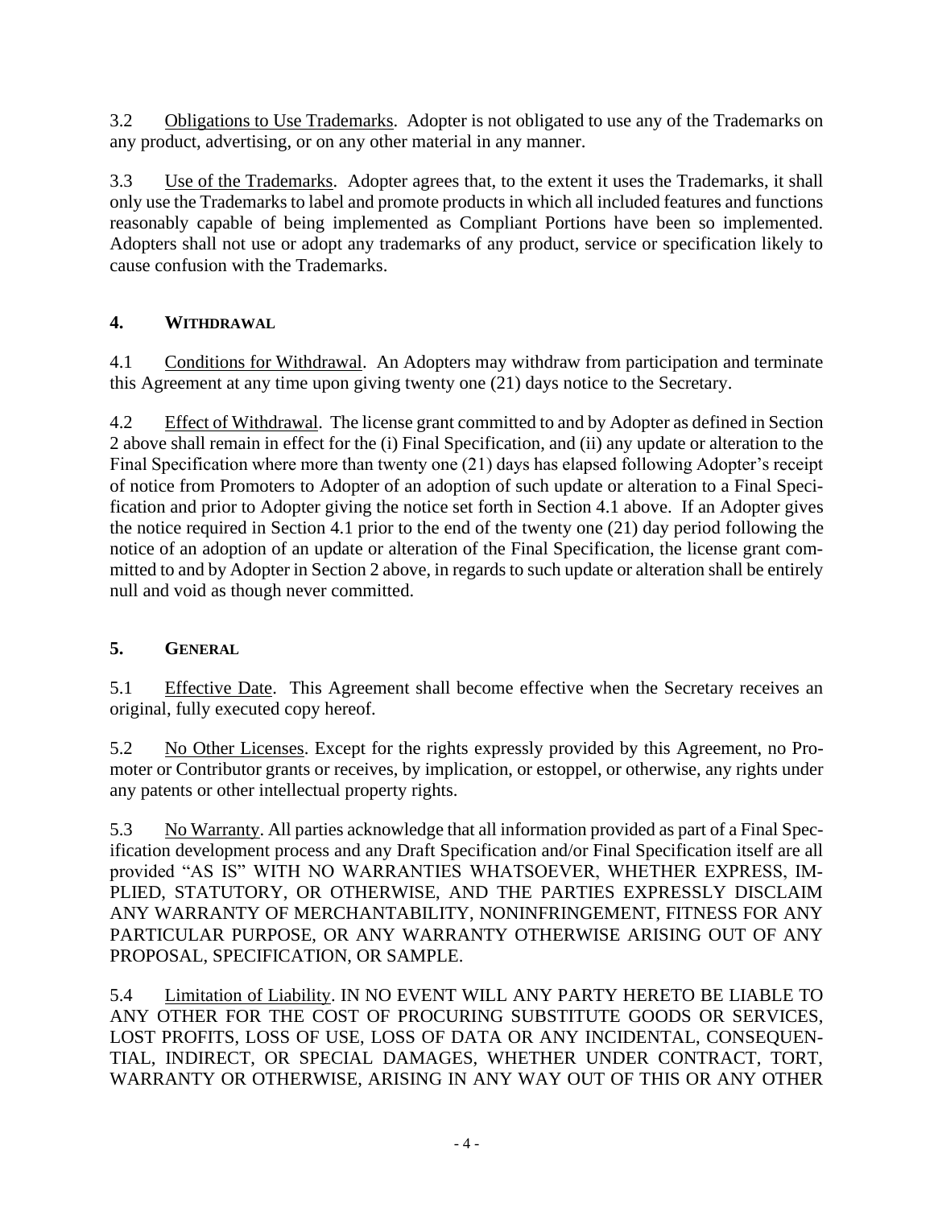3.2 Obligations to Use Trademarks. Adopter is not obligated to use any of the Trademarks on any product, advertising, or on any other material in any manner.

3.3 Use of the Trademarks. Adopter agrees that, to the extent it uses the Trademarks, it shall only use the Trademarks to label and promote products in which all included features and functions reasonably capable of being implemented as Compliant Portions have been so implemented. Adopters shall not use or adopt any trademarks of any product, service or specification likely to cause confusion with the Trademarks.

## 4. WITHDRAWAL

4.1 Conditions for Withdrawal. An Adopters may withdraw from participation and terminate this Agreement at any time upon giving twenty one (21) days notice to the Secretary.

4.2 Effect of Withdrawal. The license grant committed to and by Adopter as defined in Section 2 above shall remain in effect for the (i) Final Specification, and (ii) any update or alteration to the Final Specification where more than twenty one (21) days has elapsed following Adopter's receipt of notice from Promoters to Adopter of an adoption of such update or alteration to a Final Specification and prior to Adopter giving the notice set forth in Section 4.1 above. If an Adopter gives the notice required in Section 4.1 prior to the end of the twenty one (21) day period following the notice of an adoption of an update or alteration of the Final Specification, the license grant committed to and by Adopter in Section 2 above, in regards to such update or alteration shall be entirely null and void as though never committed.

## 5. GENERAL

5.1 Effective Date. This Agreement shall become effective when the Secretary receives an original, fully executed copy hereof.

5.2 No Other Licenses. Except for the rights expressly provided by this Agreement, no Promoter or Contributor grants or receives, by implication, or estoppel, or otherwise, any rights under any patents or other intellectual property rights.

5.3 No Warranty. All parties acknowledge that all information provided as part of a Final Specification development process and any Draft Specification and/or Final Specification itself are all provided "AS IS" WITH NO WARRANTIES WHATSOEVER, WHETHER EXPRESS, IMPLIED, STATUTORY, OR OTHERWISE, AND THE PARTIES EXPRESSLY DISCLAIM ANY WARRANTY OF MERCHANTABILITY, NONINFRINGEMENT, FITNESS FOR ANY PARTICULAR PURPOSE, OR ANY WARRANTY OTHERWISE ARISING OUT OF ANY PROPOSAL, SPECIFICATION, OR SAMPLE.

5.4 Limitation of Liability. IN NO EVENT WILL ANY PARTY HERETO BE LIABLE TO ANY OTHER FOR THE COST OF PROCURING SUBSTITUTE GOODS OR SERVICES, LOST PROFITS, LOSS OF USE, LOSS OF DATA OR ANY INCIDENTAL, CONSEQUENTIAL, INDIRECT, OR SPECIAL DAMAGES, WHETHER UNDER CONTRACT, TORT, WARRANTY OR OTHERWISE, ARISING IN ANY WAY OUT OF THIS OR ANY OTHER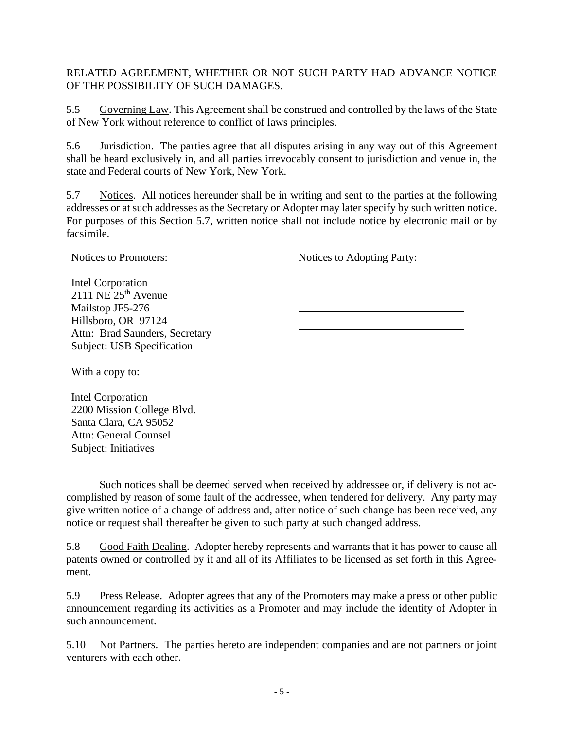RELATED AGREEMENT, WHETHER OR NOT SUCH PARTY HAD ADVANCE NOTICE OF THE POSSIBILITY OF SUCH DAMAGES.

5.5 Governing Law. This Agreement shall be construed and controlled by the laws of the State of New York without reference to conflict of laws principles.

5.6 Jurisdiction. The parties agree that all disputes arising in any way out of this Agreement shall be heard exclusively in, and all parties irrevocably consent to jurisdiction and venue in, the state and Federal courts of New York, New York.

5.7 Notices. All notices hereunder shall be in writing and sent to the parties at the following addresses or at such addresses as the Secretary or Adopter may later specify by such written notice. For purposes of this Section 5.7, written notice shall not include notice by electronic mail or by facsimile.

| Notices to Promoters: | Notices to Adopting Party: |
| --- | --- |
| Intel Corporation | ______________________________ |
| 2111 NE 25th Avenue | ______________________________ |
| Mailstop JF5-276 | ______________________________ |
| Hillsboro, OR 97124 | ______________________________ |
| Attn: Brad Saunders, Secretary | |
| Subject: USB Specification | |

With a copy to:

Intel Corporation
2200 Mission College Blvd.
Santa Clara, CA 95052
Attn: General Counsel
Subject: Initiatives

Such notices shall be deemed served when received by addressee or, if delivery is not accomplished by reason of some fault of the addressee, when tendered for delivery. Any party may give written notice of a change of address and, after notice of such change has been received, any notice or request shall thereafter be given to such party at such changed address.

5.8 Good Faith Dealing. Adopter hereby represents and warrants that it has power to cause all patents owned or controlled by it and all of its Affiliates to be licensed as set forth in this Agreement.

5.9 Press Release. Adopter agrees that any of the Promoters may make a press or other public announcement regarding its activities as a Promoter and may include the identity of Adopter in such announcement.

5.10 Not Partners. The parties hereto are independent companies and are not partners or joint venturers with each other.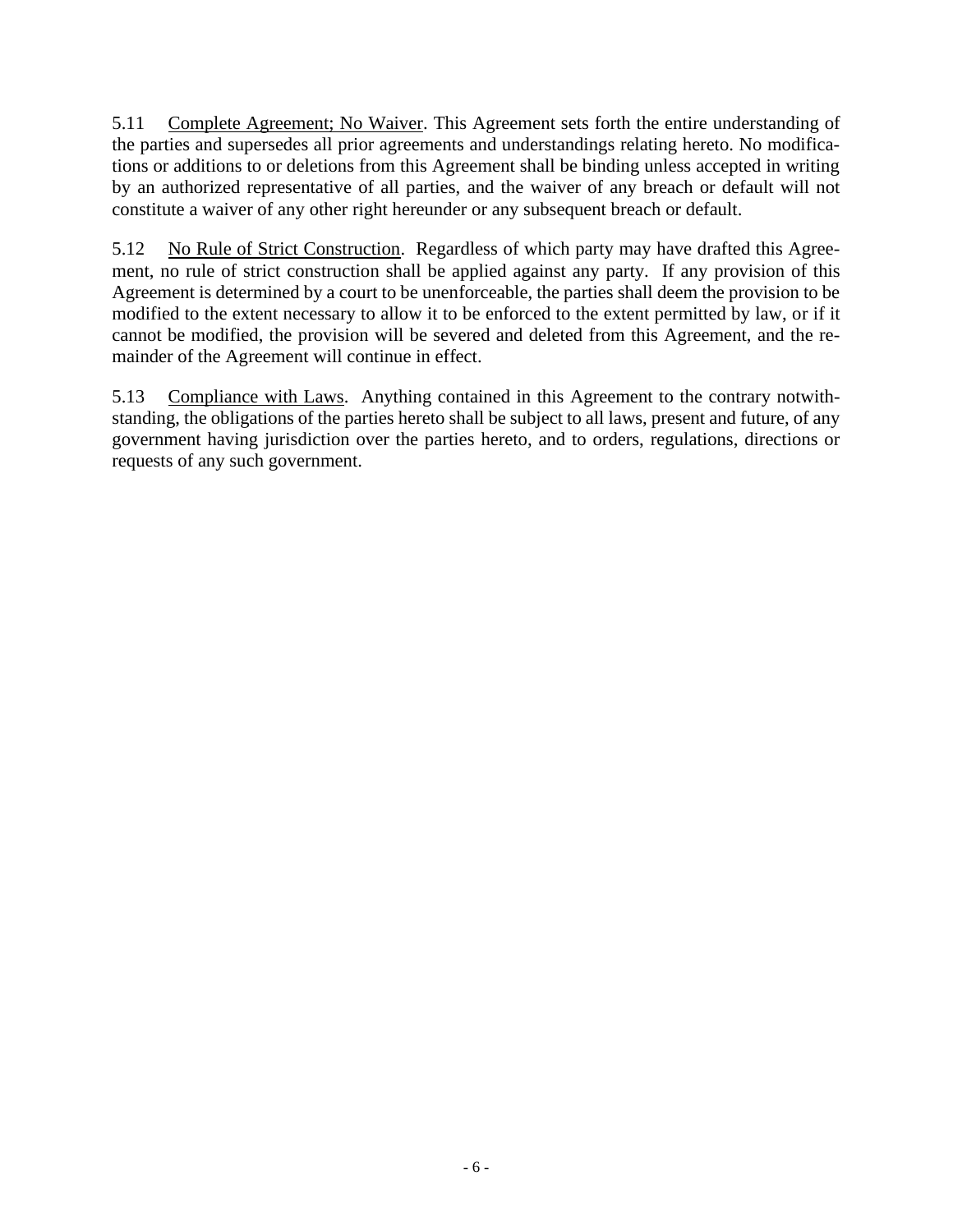5.11 Complete Agreement; No Waiver. This Agreement sets forth the entire understanding of the parties and supersedes all prior agreements and understandings relating hereto. No modifications or additions to or deletions from this Agreement shall be binding unless accepted in writing by an authorized representative of all parties, and the waiver of any breach or default will not constitute a waiver of any other right hereunder or any subsequent breach or default.

5.12 No Rule of Strict Construction. Regardless of which party may have drafted this Agreement, no rule of strict construction shall be applied against any party. If any provision of this Agreement is determined by a court to be unenforceable, the parties shall deem the provision to be modified to the extent necessary to allow it to be enforced to the extent permitted by law, or if it cannot be modified, the provision will be severed and deleted from this Agreement, and the remainder of the Agreement will continue in effect.

5.13 Compliance with Laws. Anything contained in this Agreement to the contrary notwithstanding, the obligations of the parties hereto shall be subject to all laws, present and future, of any government having jurisdiction over the parties hereto, and to orders, regulations, directions or requests of any such government.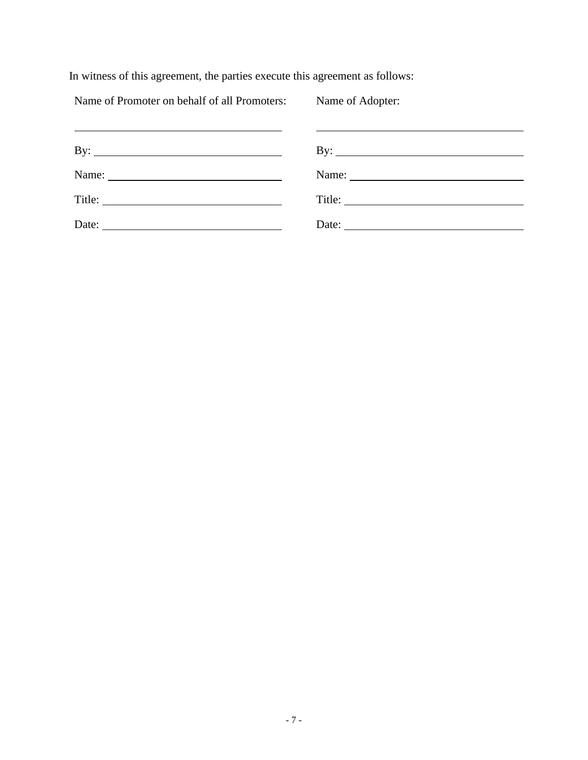In witness of this agreement, the parties execute this agreement as follows:

| Name of Promoter on behalf of all Promoters: | Name of Adopter: |
| --- | --- |
| ______________________________ | ______________________________ |
| By: ____________________________ | By: ____________________________ |
| Name: __________________________ | Name: __________________________ |
| Title: ___________________________ | Title: ___________________________ |
| Date: ___________________________ | Date: ___________________________ |